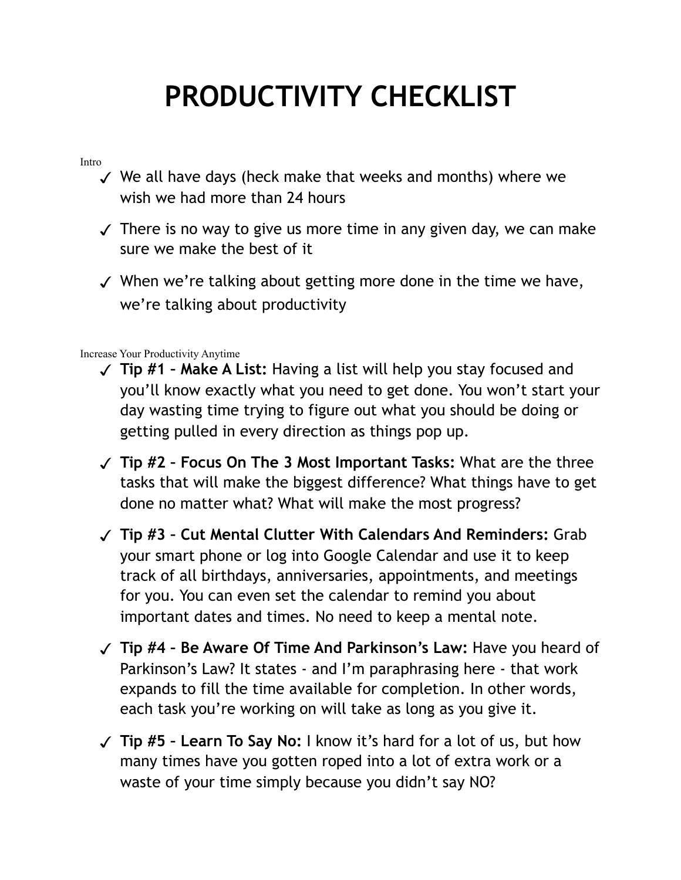# PRODUCTIVITY CHECKLIST

Intro

- ✓ We all have days (heck make that weeks and months) where we wish we had more than 24 hours
- ✓ There is no way to give us more time in any given day, we can make sure we make the best of it
- ✓ When we're talking about getting more done in the time we have, we're talking about productivity

Increase Your Productivity Anytime

- ✓ **Tip #1 – Make A List:** Having a list will help you stay focused and you'll know exactly what you need to get done. You won't start your day wasting time trying to figure out what you should be doing or getting pulled in every direction as things pop up.
- ✓ **Tip #2 – Focus On The 3 Most Important Tasks:** What are the three tasks that will make the biggest difference? What things have to get done no matter what? What will make the most progress?
- ✓ **Tip #3 – Cut Mental Clutter With Calendars And Reminders:** Grab your smart phone or log into Google Calendar and use it to keep track of all birthdays, anniversaries, appointments, and meetings for you. You can even set the calendar to remind you about important dates and times. No need to keep a mental note.
- ✓ **Tip #4 – Be Aware Of Time And Parkinson's Law:** Have you heard of Parkinson's Law? It states - and I'm paraphrasing here - that work expands to fill the time available for completion. In other words, each task you're working on will take as long as you give it.
- ✓ **Tip #5 – Learn To Say No:** I know it's hard for a lot of us, but how many times have you gotten roped into a lot of extra work or a waste of your time simply because you didn't say NO?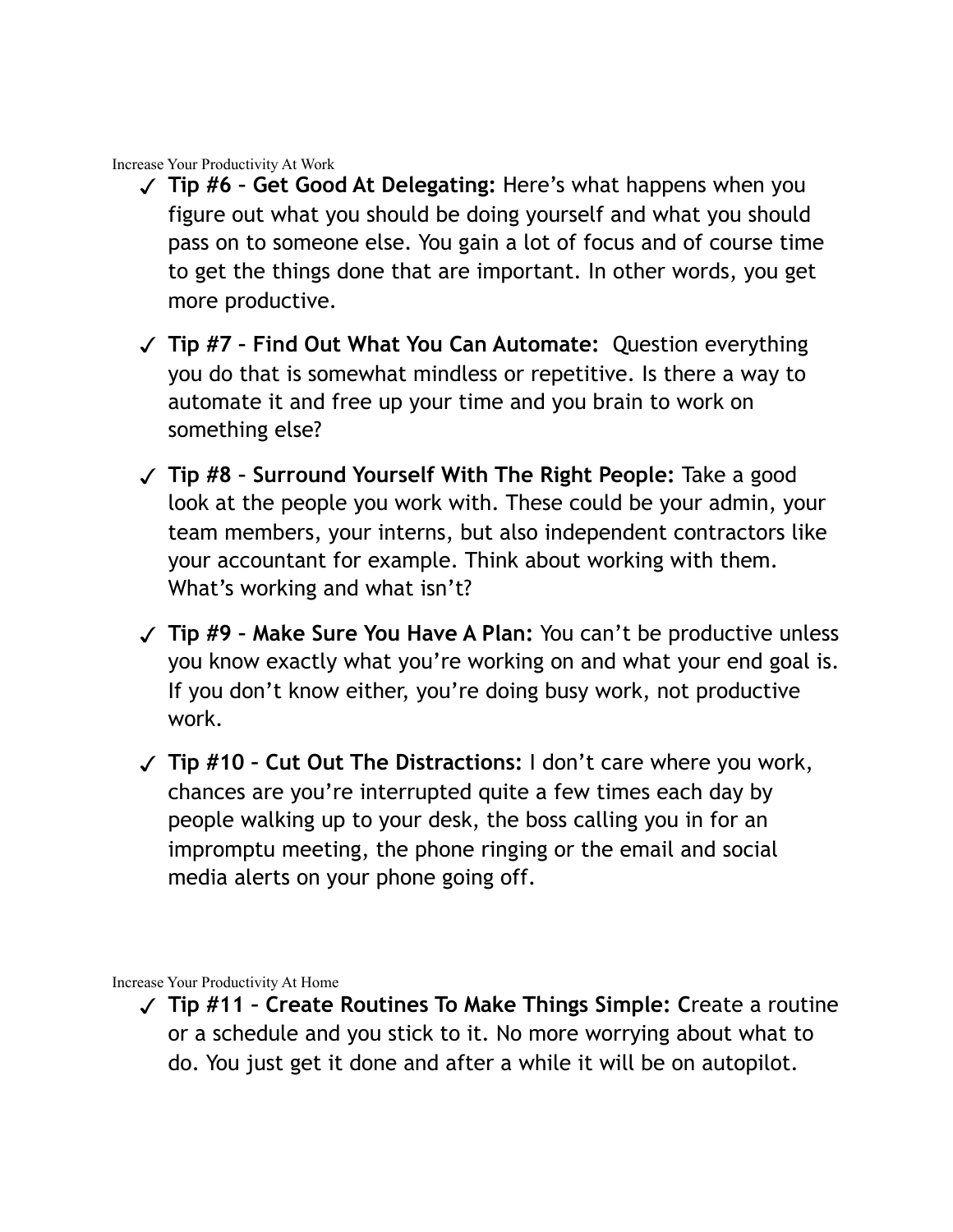Increase Your Productivity At Work

- ✓ **Tip #6 – Get Good At Delegating:** Here's what happens when you figure out what you should be doing yourself and what you should pass on to someone else. You gain a lot of focus and of course time to get the things done that are important. In other words, you get more productive.
- ✓ **Tip #7 – Find Out What You Can Automate:** Question everything you do that is somewhat mindless or repetitive. Is there a way to automate it and free up your time and you brain to work on something else?
- ✓ **Tip #8 – Surround Yourself With The Right People:** Take a good look at the people you work with. These could be your admin, your team members, your interns, but also independent contractors like your accountant for example. Think about working with them. What's working and what isn't?
- ✓ **Tip #9 – Make Sure You Have A Plan:** You can't be productive unless you know exactly what you're working on and what your end goal is. If you don't know either, you're doing busy work, not productive work.
- ✓ **Tip #10 – Cut Out The Distractions:** I don't care where you work, chances are you're interrupted quite a few times each day by people walking up to your desk, the boss calling you in for an impromptu meeting, the phone ringing or the email and social media alerts on your phone going off.

Increase Your Productivity At Home

- ✓ **Tip #11 – Create Routines To Make Things Simple: C**reate a routine or a schedule and you stick to it. No more worrying about what to do. You just get it done and after a while it will be on autopilot.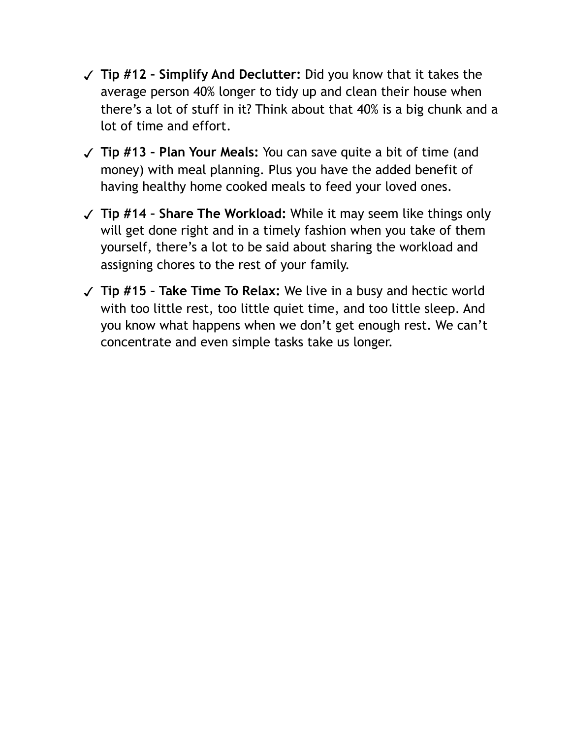- ✓ **Tip #12 – Simplify And Declutter:** Did you know that it takes the average person 40% longer to tidy up and clean their house when there's a lot of stuff in it? Think about that 40% is a big chunk and a lot of time and effort.
- ✓ **Tip #13 – Plan Your Meals:** You can save quite a bit of time (and money) with meal planning. Plus you have the added benefit of having healthy home cooked meals to feed your loved ones.
- ✓ **Tip #14 – Share The Workload:** While it may seem like things only will get done right and in a timely fashion when you take of them yourself, there's a lot to be said about sharing the workload and assigning chores to the rest of your family.
- ✓ **Tip #15 – Take Time To Relax:** We live in a busy and hectic world with too little rest, too little quiet time, and too little sleep. And you know what happens when we don't get enough rest. We can't concentrate and even simple tasks take us longer.